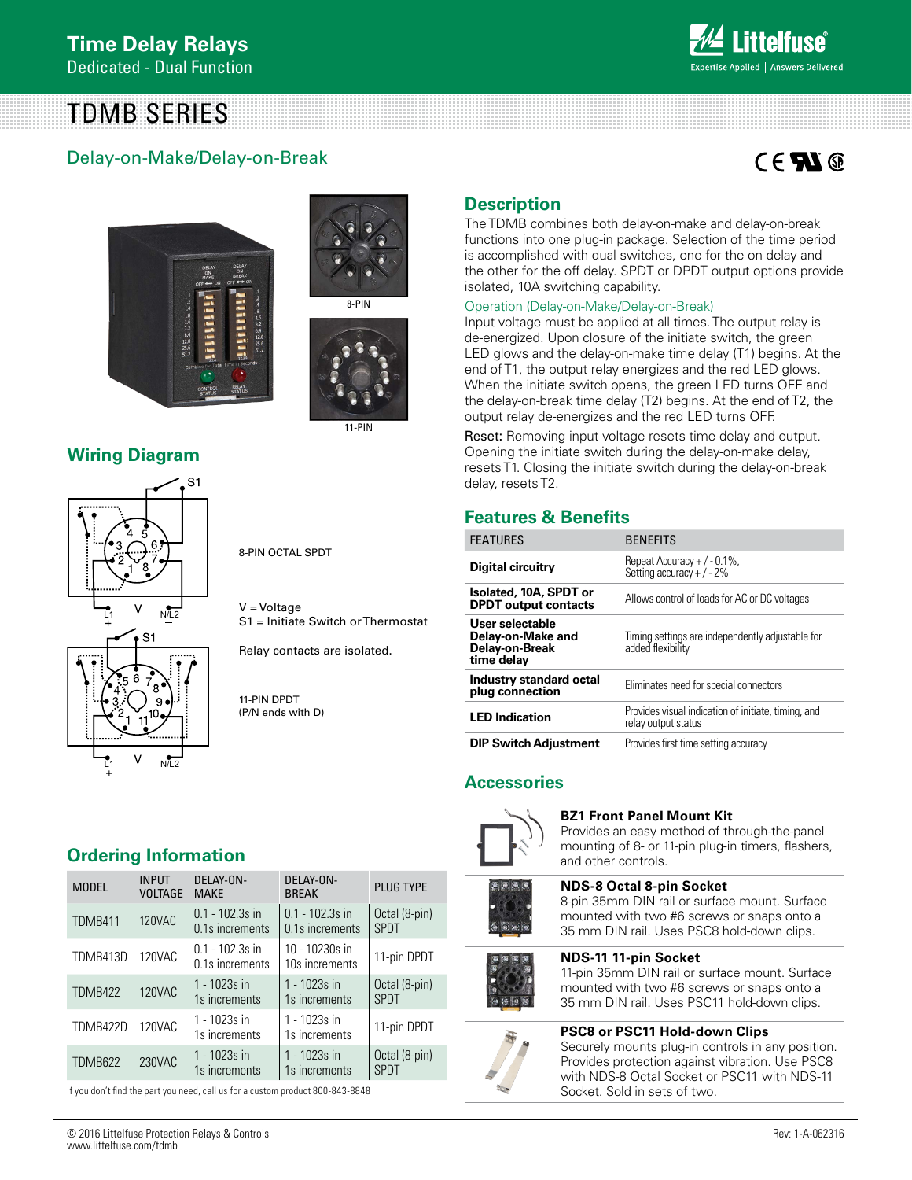# Time Delay Relays

Dedicated - Dual Function

# TDMB SERIES

## Delay-on-Make/Delay-on-Break

8-PIN

11-PIN

## Description

The TDMB combines both delay-on-make and delay-on-break functions into one plug-in package. Selection of the time period is accomplished with dual switches, one for the on delay and the other for the off delay. SPDT or DPDT output options provide isolated, 10A switching capability.

### Operation (Delay-on-Make/Delay-on-Break)

Input voltage must be applied at all times. The output relay is de-energized. Upon closure of the initiate switch, the green LED glows and the delay-on-make time delay (T1) begins. At the end of T1, the output relay energizes and the red LED glows. When the initiate switch opens, the green LED turns OFF and the delay-on-break time delay (T2) begins. At the end of T2, the output relay de-energizes and the red LED turns OFF.

Reset: Removing input voltage resets time delay and output. Opening the initiate switch during the delay-on-make delay, resets T1. Closing the initiate switch during the delay-on-break delay, resets T2.

## Wiring Diagram

8-PIN OCTAL SPDT

V = Voltage
S1 = Initiate Switch or Thermostat

Relay contacts are isolated.

11-PIN DPDT
(P/N ends with D)

## Features & Benefits

| FEATURES | BENEFITS |
|---|---|
| **Digital circuitry** | Repeat Accuracy + / - 0.1%, Setting accuracy + / - 2% |
| **Isolated, 10A, SPDT or DPDT output contacts** | Allows control of loads for AC or DC voltages |
| **User selectable Delay-on-Make and Delay-on-Break time delay** | Timing settings are independently adjustable for added flexibility |
| **Industry standard octal plug connection** | Eliminates need for special connectors |
| **LED Indication** | Provides visual indication of initiate, timing, and relay output status |
| **DIP Switch Adjustment** | Provides first time setting accuracy |

## Accessories

**BZ1 Front Panel Mount Kit**
Provides an easy method of through-the-panel mounting of 8- or 11-pin plug-in timers, flashers, and other controls.

**NDS-8 Octal 8-pin Socket**
8-pin 35mm DIN rail or surface mount. Surface mounted with two #6 screws or snaps onto a 35 mm DIN rail. Uses PSC8 hold-down clips.

**NDS-11 11-pin Socket**
11-pin 35mm DIN rail or surface mount. Surface mounted with two #6 screws or snaps onto a 35 mm DIN rail. Uses PSC11 hold-down clips.

**PSC8 or PSC11 Hold-down Clips**
Securely mounts plug-in controls in any position. Provides protection against vibration. Use PSC8 with NDS-8 Octal Socket or PSC11 with NDS-11 Socket. Sold in sets of two.

## Ordering Information

| MODEL | INPUT VOLTAGE | DELAY-ON-MAKE | DELAY-ON-BREAK | PLUG TYPE |
|---|---|---|---|---|
| TDMB411 | 120VAC | 0.1 - 102.3s in 0.1s increments | 0.1 - 102.3s in 0.1s increments | Octal (8-pin) SPDT |
| TDMB413D | 120VAC | 0.1 - 102.3s in 0.1s increments | 10 - 10230s in 10s increments | 11-pin DPDT |
| TDMB422 | 120VAC | 1 - 1023s in 1s increments | 1 - 1023s in 1s increments | Octal (8-pin) SPDT |
| TDMB422D | 120VAC | 1 - 1023s in 1s increments | 1 - 1023s in 1s increments | 11-pin DPDT |
| TDMB622 | 230VAC | 1 - 1023s in 1s increments | 1 - 1023s in 1s increments | Octal (8-pin) SPDT |

If you don't find the part you need, call us for a custom product 800-843-8848

© 2016 Littelfuse Protection Relays & Controls
www.littelfuse.com/tdmb

Rev: 1-A-062316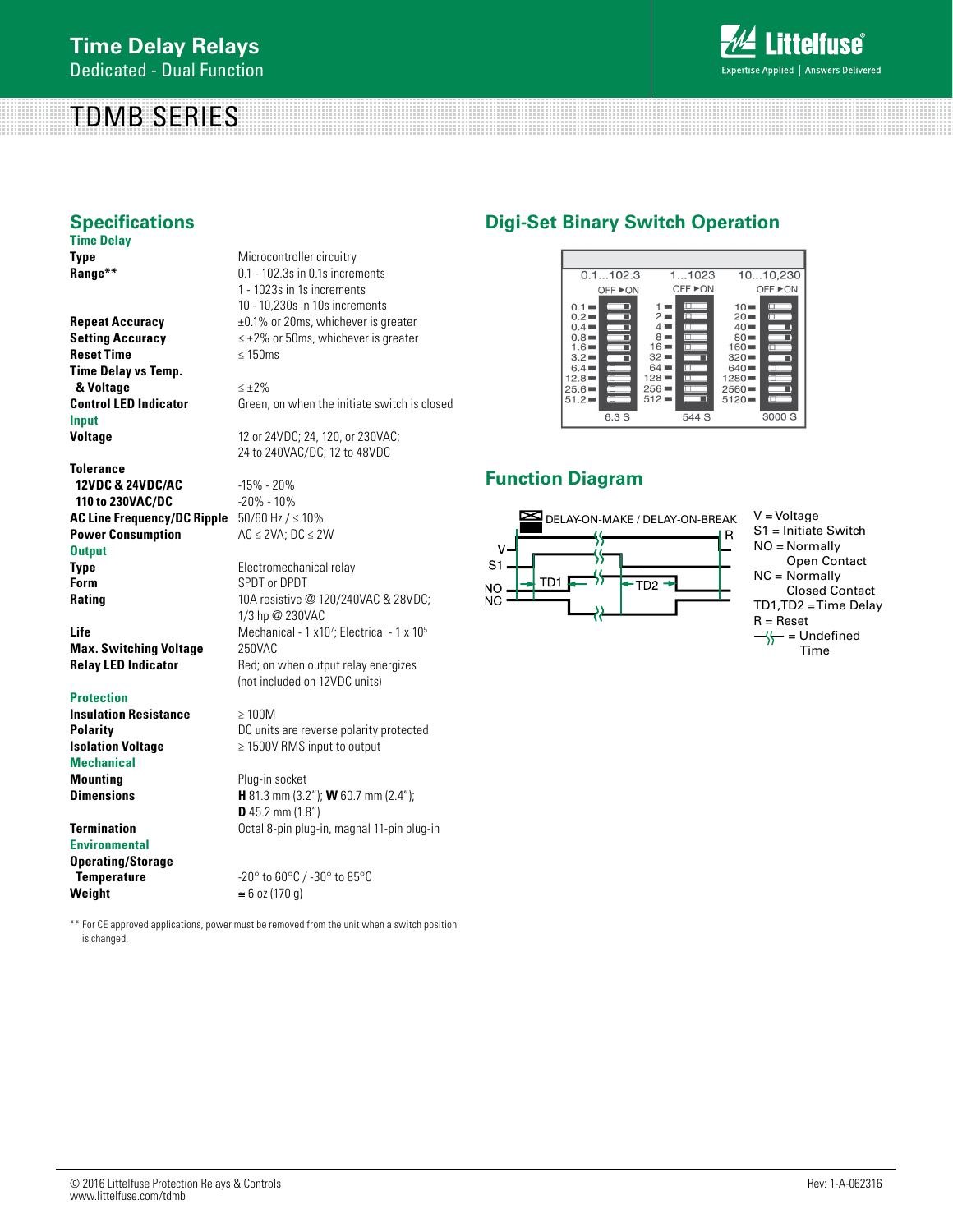# Time Delay Relays

Dedicated - Dual Function

# TDMB SERIES

## Specifications

| | |
|---|---|
| **Time Delay** | |
| **Type** | Microcontroller circuitry |
| **Range**** | 0.1 - 102.3s in 0.1s increments<br>1 - 1023s in 1s increments<br>10 - 10,230s in 10s increments |
| **Repeat Accuracy** | ±0.1% or 20ms, whichever is greater |
| **Setting Accuracy** | ≤ ±2% or 50ms, whichever is greater |
| **Reset Time** | ≤ 150ms |
| **Time Delay vs Temp. & Voltage** | ≤ ±2% |
| **Control LED Indicator** | Green; on when the initiate switch is closed |
| **Input** | |
| **Voltage** | 12 or 24VDC; 24, 120, or 230VAC;<br>24 to 240VAC/DC; 12 to 48VDC |
| **Tolerance** | |
| **12VDC & 24VDC/AC** | -15% - 20% |
| **110 to 230VAC/DC** | -20% - 10% |
| **AC Line Frequency/DC Ripple** | 50/60 Hz / ≤ 10% |
| **Power Consumption** | AC ≤ 2VA; DC ≤ 2W |
| **Output** | |
| **Type** | Electromechanical relay |
| **Form** | SPDT or DPDT |
| **Rating** | 10A resistive @ 120/240VAC & 28VDC;<br>1/3 hp @ 230VAC |
| **Life** | Mechanical - 1 x10$^7$; Electrical - 1 x 10$^5$ |
| **Max. Switching Voltage** | 250VAC |
| **Relay LED Indicator** | Red; on when output relay energizes (not included on 12VDC units) |
| **Protection** | |
| **Insulation Resistance** | ≥ 100M |
| **Polarity** | DC units are reverse polarity protected |
| **Isolation Voltage** | ≥ 1500V RMS input to output |
| **Mechanical** | |
| **Mounting** | Plug-in socket |
| **Dimensions** | **H** 81.3 mm (3.2"); **W** 60.7 mm (2.4");<br>**D** 45.2 mm (1.8") |
| **Termination** | Octal 8-pin plug-in, magnal 11-pin plug-in |
| **Environmental** | |
| **Operating/Storage Temperature** | -20° to 60°C / -30° to 85°C |
| **Weight** | ≅ 6 oz (170 g) |

** For CE approved applications, power must be removed from the unit when a switch position is changed.

## Digi-Set Binary Switch Operation

0.1...102.3
OFF ►ON
0.1, 0.2, 0.4, 0.8, 1.6, 3.2, 6.4, 12.8, 25.6, 51.2
6.3 S

1...1023
OFF ►ON
1, 2, 4, 8, 16, 32, 64, 128, 256, 512
544 S

10...10,230
OFF ►ON
10, 20, 40, 80, 160, 320, 640, 1280, 2560, 5120
3000 S

## Function Diagram

DELAY-ON-MAKE / DELAY-ON-BREAK

V, S1, NO, NC, TD1, TD2, R

V = Voltage
S1 = Initiate Switch
NO = Normally Open Contact
NC = Normally Closed Contact
TD1,TD2 = Time Delay
R = Reset
= Undefined Time

© 2016 Littelfuse Protection Relays & Controls
www.littelfuse.com/tdmb

Rev: 1-A-062316